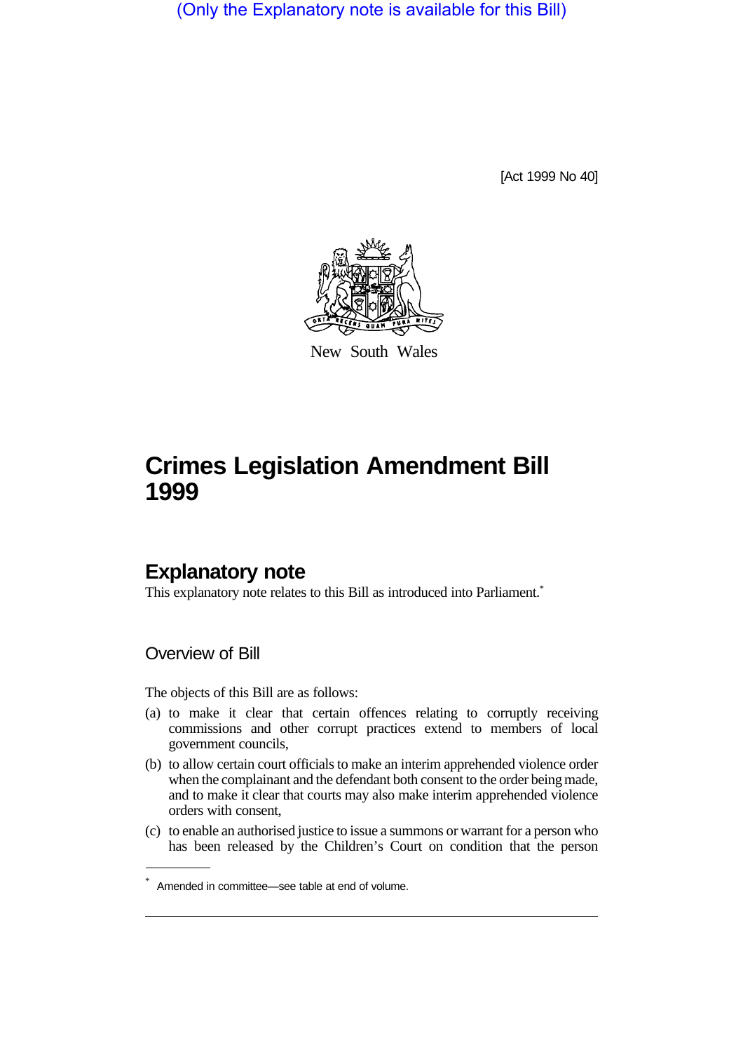(Only the Explanatory note is available for this Bill)

[Act 1999 No 40]

New South Wales

# Crimes Legislation Amendment Bill 1999

## Explanatory note

This explanatory note relates to this Bill as introduced into Parliament.*

### Overview of Bill

The objects of this Bill are as follows:

(a) to make it clear that certain offences relating to corruptly receiving commissions and other corrupt practices extend to members of local government councils,

(b) to allow certain court officials to make an interim apprehended violence order when the complainant and the defendant both consent to the order being made, and to make it clear that courts may also make interim apprehended violence orders with consent,

(c) to enable an authorised justice to issue a summons or warrant for a person who has been released by the Children's Court on condition that the person

* Amended in committee—see table at end of volume.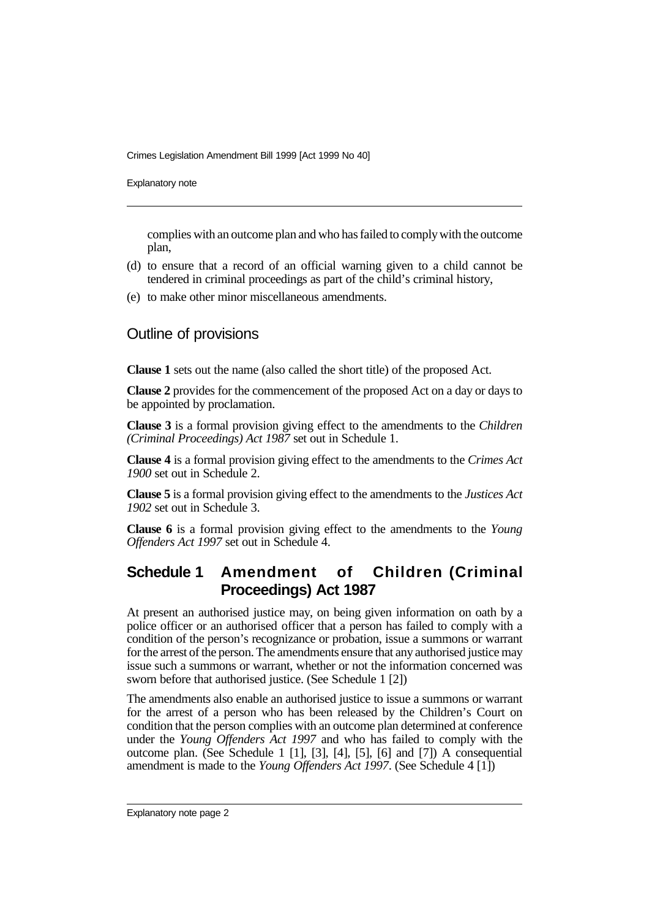complies with an outcome plan and who has failed to comply with the outcome plan,

(d) to ensure that a record of an official warning given to a child cannot be tendered in criminal proceedings as part of the child's criminal history,

(e) to make other minor miscellaneous amendments.

## Outline of provisions

**Clause 1** sets out the name (also called the short title) of the proposed Act.

**Clause 2** provides for the commencement of the proposed Act on a day or days to be appointed by proclamation.

**Clause 3** is a formal provision giving effect to the amendments to the *Children (Criminal Proceedings) Act 1987* set out in Schedule 1.

**Clause 4** is a formal provision giving effect to the amendments to the *Crimes Act 1900* set out in Schedule 2.

**Clause 5** is a formal provision giving effect to the amendments to the *Justices Act 1902* set out in Schedule 3.

**Clause 6** is a formal provision giving effect to the amendments to the *Young Offenders Act 1997* set out in Schedule 4.

## Schedule 1 Amendment of Children (Criminal Proceedings) Act 1987

At present an authorised justice may, on being given information on oath by a police officer or an authorised officer that a person has failed to comply with a condition of the person's recognizance or probation, issue a summons or warrant for the arrest of the person. The amendments ensure that any authorised justice may issue such a summons or warrant, whether or not the information concerned was sworn before that authorised justice. (See Schedule 1 [2])

The amendments also enable an authorised justice to issue a summons or warrant for the arrest of a person who has been released by the Children's Court on condition that the person complies with an outcome plan determined at conference under the *Young Offenders Act 1997* and who has failed to comply with the outcome plan. (See Schedule 1 [1], [3], [4], [5], [6] and [7]) A consequential amendment is made to the *Young Offenders Act 1997*. (See Schedule 4 [1])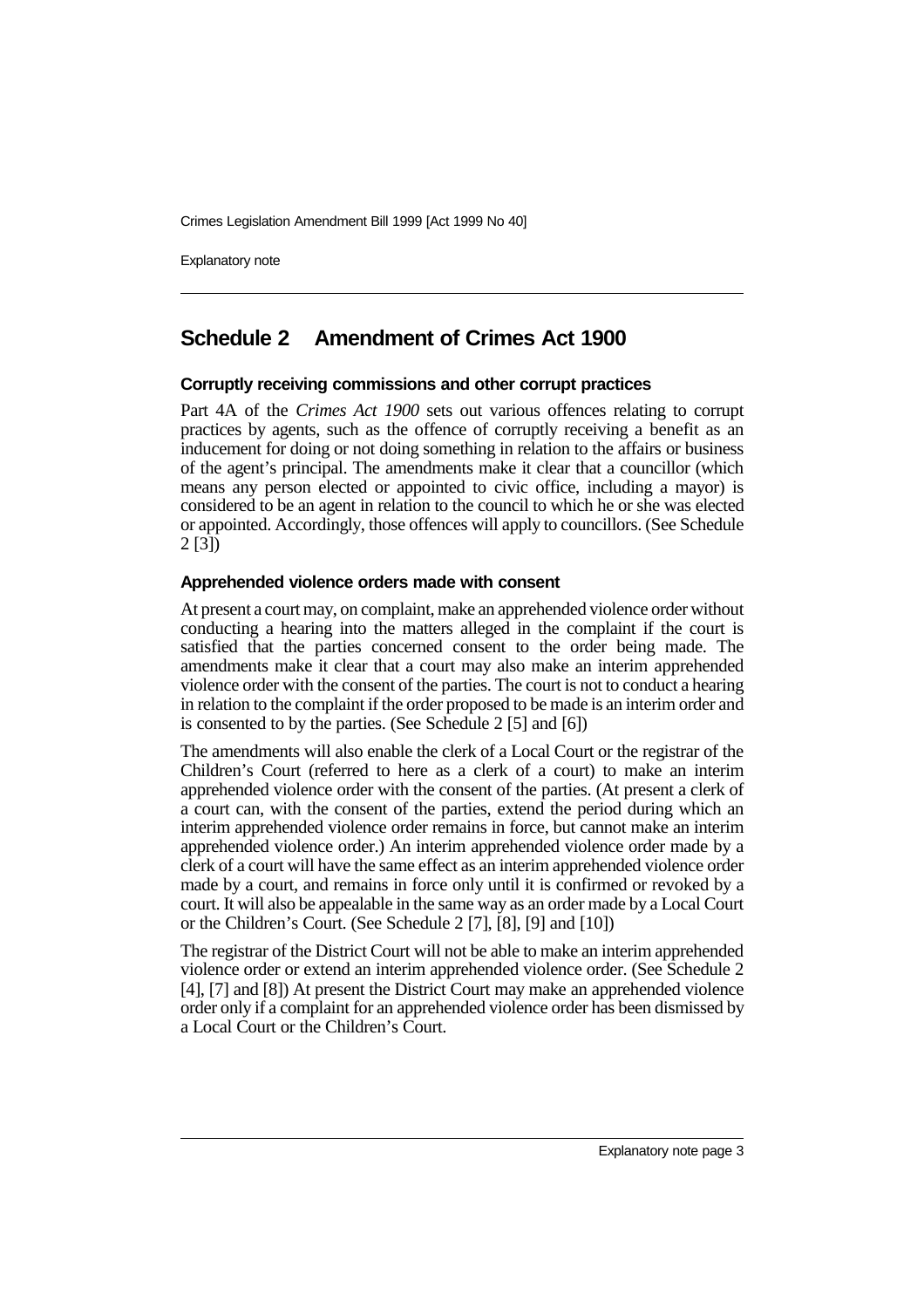## Schedule 2 Amendment of Crimes Act 1900

### Corruptly receiving commissions and other corrupt practices

Part 4A of the *Crimes Act 1900* sets out various offences relating to corrupt practices by agents, such as the offence of corruptly receiving a benefit as an inducement for doing or not doing something in relation to the affairs or business of the agent's principal. The amendments make it clear that a councillor (which means any person elected or appointed to civic office, including a mayor) is considered to be an agent in relation to the council to which he or she was elected or appointed. Accordingly, those offences will apply to councillors. (See Schedule 2 [3])

### Apprehended violence orders made with consent

At present a court may, on complaint, make an apprehended violence order without conducting a hearing into the matters alleged in the complaint if the court is satisfied that the parties concerned consent to the order being made. The amendments make it clear that a court may also make an interim apprehended violence order with the consent of the parties. The court is not to conduct a hearing in relation to the complaint if the order proposed to be made is an interim order and is consented to by the parties. (See Schedule 2 [5] and [6])

The amendments will also enable the clerk of a Local Court or the registrar of the Children's Court (referred to here as a clerk of a court) to make an interim apprehended violence order with the consent of the parties. (At present a clerk of a court can, with the consent of the parties, extend the period during which an interim apprehended violence order remains in force, but cannot make an interim apprehended violence order.) An interim apprehended violence order made by a clerk of a court will have the same effect as an interim apprehended violence order made by a court, and remains in force only until it is confirmed or revoked by a court. It will also be appealable in the same way as an order made by a Local Court or the Children's Court. (See Schedule 2 [7], [8], [9] and [10])

The registrar of the District Court will not be able to make an interim apprehended violence order or extend an interim apprehended violence order. (See Schedule 2 [4], [7] and [8]) At present the District Court may make an apprehended violence order only if a complaint for an apprehended violence order has been dismissed by a Local Court or the Children's Court.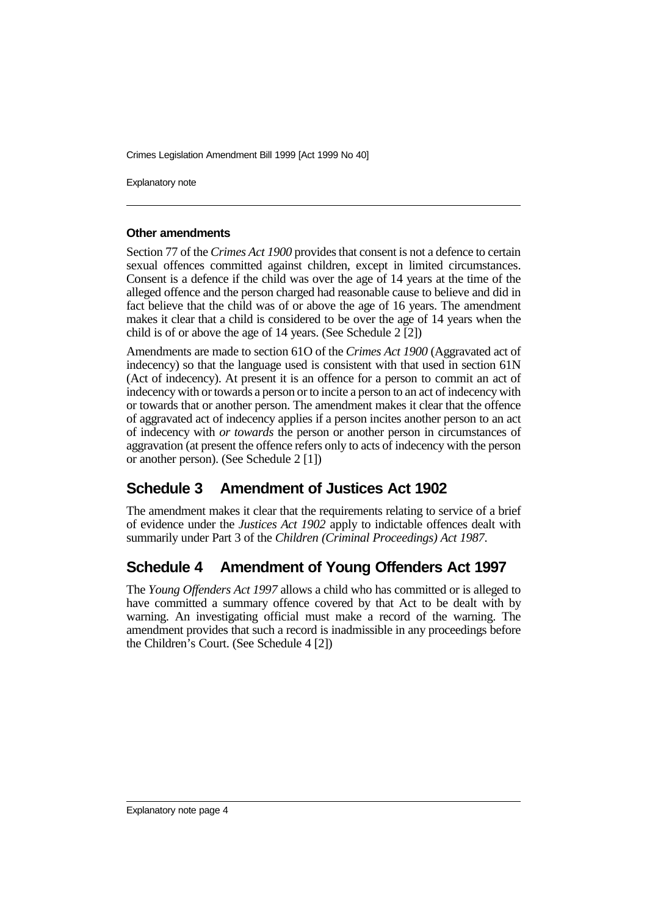### Other amendments

Section 77 of the *Crimes Act 1900* provides that consent is not a defence to certain sexual offences committed against children, except in limited circumstances. Consent is a defence if the child was over the age of 14 years at the time of the alleged offence and the person charged had reasonable cause to believe and did in fact believe that the child was of or above the age of 16 years. The amendment makes it clear that a child is considered to be over the age of 14 years when the child is of or above the age of 14 years. (See Schedule 2 [2])

Amendments are made to section 61O of the *Crimes Act 1900* (Aggravated act of indecency) so that the language used is consistent with that used in section 61N (Act of indecency). At present it is an offence for a person to commit an act of indecency with or towards a person or to incite a person to an act of indecency with or towards that or another person. The amendment makes it clear that the offence of aggravated act of indecency applies if a person incites another person to an act of indecency with *or towards* the person or another person in circumstances of aggravation (at present the offence refers only to acts of indecency with the person or another person). (See Schedule 2 [1])

## Schedule 3 Amendment of Justices Act 1902

The amendment makes it clear that the requirements relating to service of a brief of evidence under the *Justices Act 1902* apply to indictable offences dealt with summarily under Part 3 of the *Children (Criminal Proceedings) Act 1987*.

## Schedule 4 Amendment of Young Offenders Act 1997

The *Young Offenders Act 1997* allows a child who has committed or is alleged to have committed a summary offence covered by that Act to be dealt with by warning. An investigating official must make a record of the warning. The amendment provides that such a record is inadmissible in any proceedings before the Children's Court. (See Schedule 4 [2])